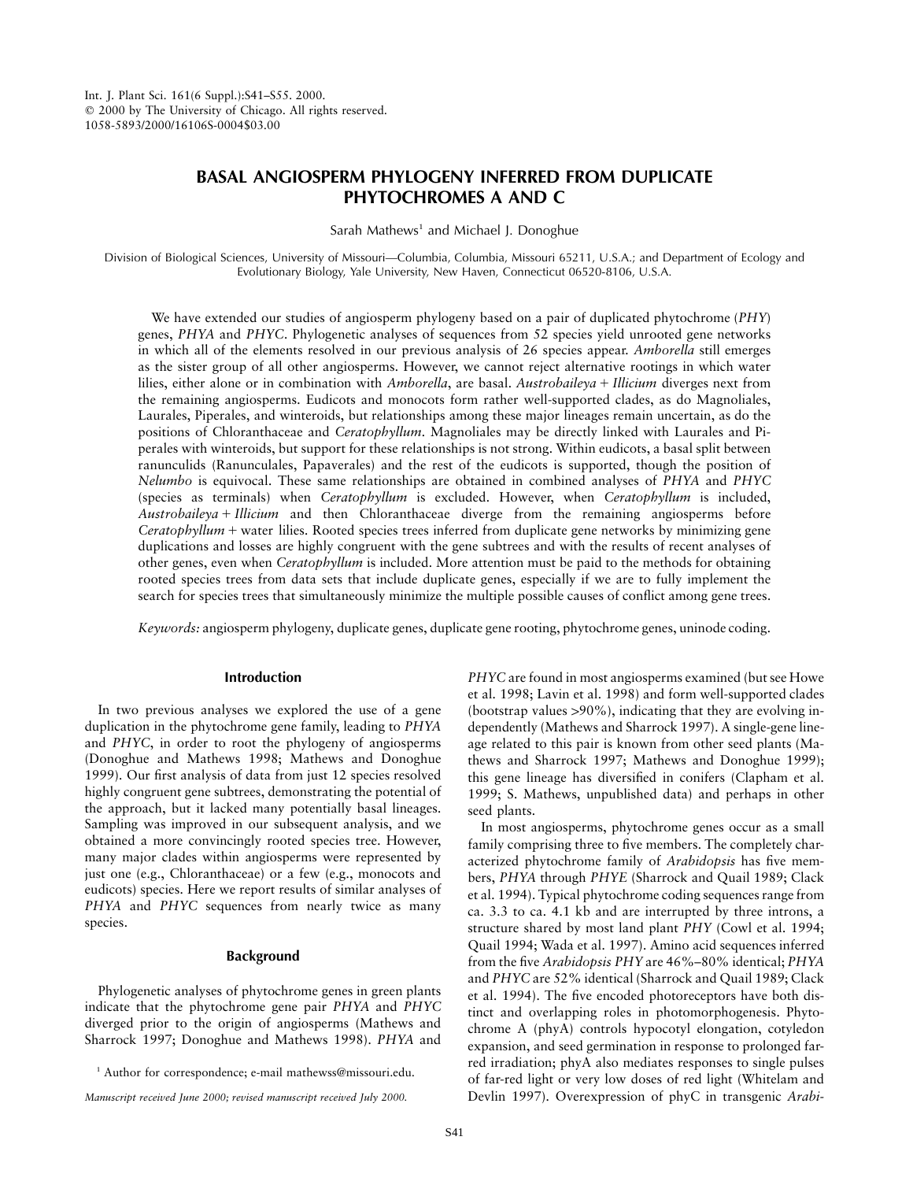Int. J. Plant Sci. 161(6 Suppl.):S41–S55. 2000.
© 2000 by The University of Chicago. All rights reserved.
1058-5893/2000/16106S-0004$03.00

# BASAL ANGIOSPERM PHYLOGENY INFERRED FROM DUPLICATE PHYTOCHROMES A AND C

Sarah Mathews[1] and Michael J. Donoghue

Division of Biological Sciences, University of Missouri—Columbia, Columbia, Missouri 65211, U.S.A.; and Department of Ecology and Evolutionary Biology, Yale University, New Haven, Connecticut 06520-8106, U.S.A.

We have extended our studies of angiosperm phylogeny based on a pair of duplicated phytochrome (*PHY*) genes, *PHYA* and *PHYC*. Phylogenetic analyses of sequences from 52 species yield unrooted gene networks in which all of the elements resolved in our previous analysis of 26 species appear. *Amborella* still emerges as the sister group of all other angiosperms. However, we cannot reject alternative rootings in which water lilies, either alone or in combination with *Amborella*, are basal. *Austrobaileya* + *Illicium* diverges next from the remaining angiosperms. Eudicots and monocots form rather well-supported clades, as do Magnoliales, Laurales, Piperales, and winteroids, but relationships among these major lineages remain uncertain, as do the positions of Chloranthaceae and *Ceratophyllum*. Magnoliales may be directly linked with Laurales and Piperales with winteroids, but support for these relationships is not strong. Within eudicots, a basal split between ranunculids (Ranunculales, Papaverales) and the rest of the eudicots is supported, though the position of *Nelumbo* is equivocal. These same relationships are obtained in combined analyses of *PHYA* and *PHYC* (species as terminals) when *Ceratophyllum* is excluded. However, when *Ceratophyllum* is included, *Austrobaileya* + *Illicium* and then Chloranthaceae diverge from the remaining angiosperms before *Ceratophyllum* + water lilies. Rooted species trees inferred from duplicate gene networks by minimizing gene duplications and losses are highly congruent with the gene subtrees and with the results of recent analyses of other genes, even when *Ceratophyllum* is included. More attention must be paid to the methods for obtaining rooted species trees from data sets that include duplicate genes, especially if we are to fully implement the search for species trees that simultaneously minimize the multiple possible causes of conflict among gene trees.

*Keywords:* angiosperm phylogeny, duplicate genes, duplicate gene rooting, phytochrome genes, uninode coding.

## Introduction

In two previous analyses we explored the use of a gene duplication in the phytochrome gene family, leading to *PHYA* and *PHYC*, in order to root the phylogeny of angiosperms (Donoghue and Mathews 1998; Mathews and Donoghue 1999). Our first analysis of data from just 12 species resolved highly congruent gene subtrees, demonstrating the potential of the approach, but it lacked many potentially basal lineages. Sampling was improved in our subsequent analysis, and we obtained a more convincingly rooted species tree. However, many major clades within angiosperms were represented by just one (e.g., Chloranthaceae) or a few (e.g., monocots and eudicots) species. Here we report results of similar analyses of *PHYA* and *PHYC* sequences from nearly twice as many species.

## Background

Phylogenetic analyses of phytochrome genes in green plants indicate that the phytochrome gene pair *PHYA* and *PHYC* diverged prior to the origin of angiosperms (Mathews and Sharrock 1997; Donoghue and Mathews 1998). *PHYA* and *PHYC* are found in most angiosperms examined (but see Howe et al. 1998; Lavin et al. 1998) and form well-supported clades (bootstrap values >90%), indicating that they are evolving independently (Mathews and Sharrock 1997). A single-gene lineage related to this pair is known from other seed plants (Mathews and Sharrock 1997; Mathews and Donoghue 1999); this gene lineage has diversified in conifers (Clapham et al. 1999; S. Mathews, unpublished data) and perhaps in other seed plants.

In most angiosperms, phytochrome genes occur as a small family comprising three to five members. The completely characterized phytochrome family of *Arabidopsis* has five members, *PHYA* through *PHYE* (Sharrock and Quail 1989; Clack et al. 1994). Typical phytochrome coding sequences range from ca. 3.3 to ca. 4.1 kb and are interrupted by three introns, a structure shared by most land plant *PHY* (Cowl et al. 1994; Quail 1994; Wada et al. 1997). Amino acid sequences inferred from the five *Arabidopsis PHY* are 46%–80% identical; *PHYA* and *PHYC* are 52% identical (Sharrock and Quail 1989; Clack et al. 1994). The five encoded photoreceptors have both distinct and overlapping roles in photomorphogenesis. Phytochrome A (phyA) controls hypocotyl elongation, cotyledon expansion, and seed germination in response to prolonged far-red irradiation; phyA also mediates responses to single pulses of far-red light or very low doses of red light (Whitelam and Devlin 1997). Overexpression of phyC in transgenic *Arabi-*

[1] Author for correspondence; e-mail mathewss@missouri.edu.

*Manuscript received June 2000; revised manuscript received July 2000.*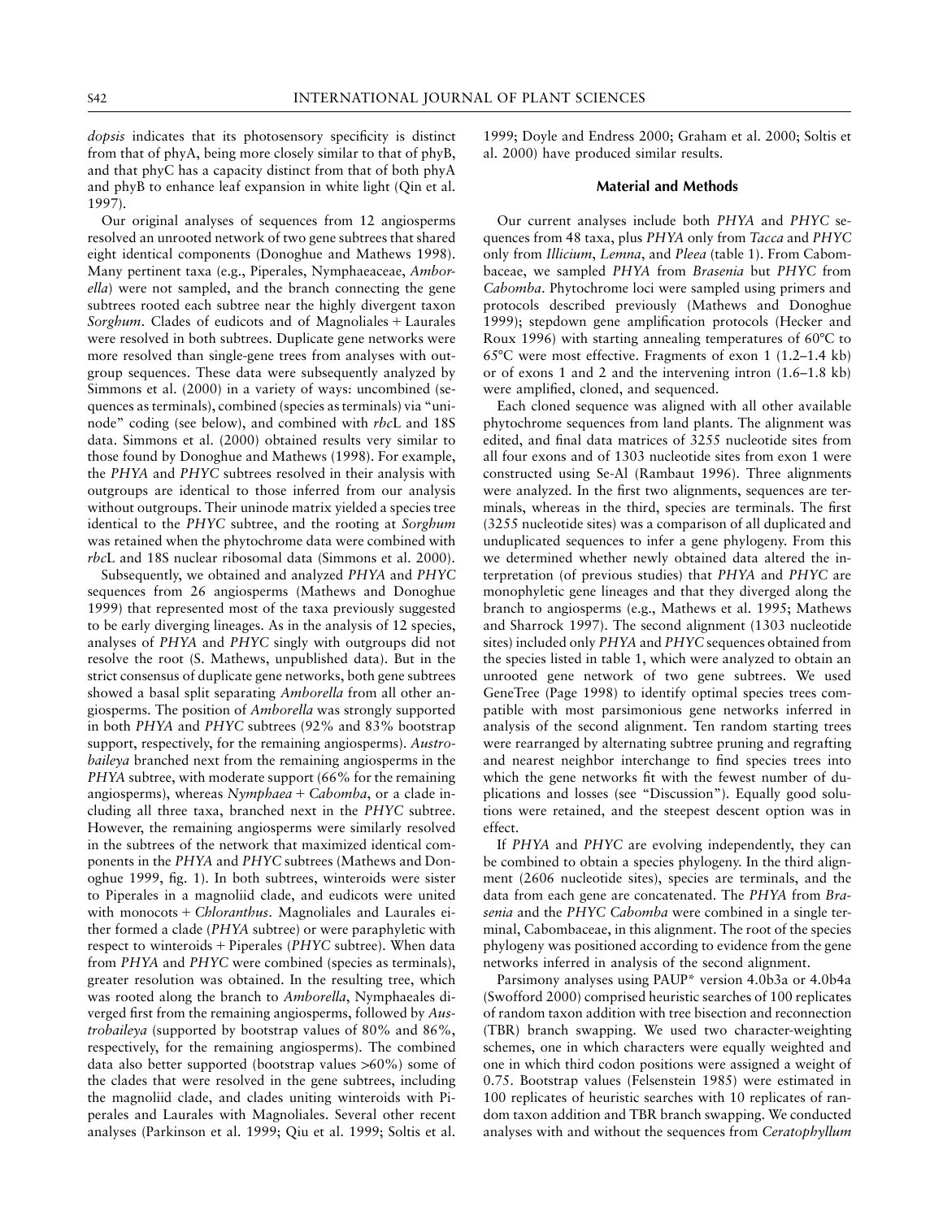*dopsis* indicates that its photosensory specificity is distinct from that of phyA, being more closely similar to that of phyB, and that phyC has a capacity distinct from that of both phyA and phyB to enhance leaf expansion in white light (Qin et al. 1997).

Our original analyses of sequences from 12 angiosperms resolved an unrooted network of two gene subtrees that shared eight identical components (Donoghue and Mathews 1998). Many pertinent taxa (e.g., Piperales, Nymphaeaceae, *Amborella*) were not sampled, and the branch connecting the gene subtrees rooted each subtree near the highly divergent taxon *Sorghum*. Clades of eudicots and of Magnoliales + Laurales were resolved in both subtrees. Duplicate gene networks were more resolved than single-gene trees from analyses with outgroup sequences. These data were subsequently analyzed by Simmons et al. (2000) in a variety of ways: uncombined (sequences as terminals), combined (species as terminals) via "uninode" coding (see below), and combined with *rbc*L and 18S data. Simmons et al. (2000) obtained results very similar to those found by Donoghue and Mathews (1998). For example, the *PHYA* and *PHYC* subtrees resolved in their analysis with outgroups are identical to those inferred from our analysis without outgroups. Their uninode matrix yielded a species tree identical to the *PHYC* subtree, and the rooting at *Sorghum* was retained when the phytochrome data were combined with *rbc*L and 18S nuclear ribosomal data (Simmons et al. 2000).

Subsequently, we obtained and analyzed *PHYA* and *PHYC* sequences from 26 angiosperms (Mathews and Donoghue 1999) that represented most of the taxa previously suggested to be early diverging lineages. As in the analysis of 12 species, analyses of *PHYA* and *PHYC* singly with outgroups did not resolve the root (S. Mathews, unpublished data). But in the strict consensus of duplicate gene networks, both gene subtrees showed a basal split separating *Amborella* from all other angiosperms. The position of *Amborella* was strongly supported in both *PHYA* and *PHYC* subtrees (92% and 83% bootstrap support, respectively, for the remaining angiosperms). *Austrobaileya* branched next from the remaining angiosperms in the *PHYA* subtree, with moderate support (66% for the remaining angiosperms), whereas *Nymphaea* + *Cabomba*, or a clade including all three taxa, branched next in the *PHYC* subtree. However, the remaining angiosperms were similarly resolved in the subtrees of the network that maximized identical components in the *PHYA* and *PHYC* subtrees (Mathews and Donoghue 1999, fig. 1). In both subtrees, winteroids were sister to Piperales in a magnoliid clade, and eudicots were united with monocots + *Chloranthus*. Magnoliales and Laurales either formed a clade (*PHYA* subtree) or were paraphyletic with respect to winteroids + Piperales (*PHYC* subtree). When data from *PHYA* and *PHYC* were combined (species as terminals), greater resolution was obtained. In the resulting tree, which was rooted along the branch to *Amborella*, Nymphaeales diverged first from the remaining angiosperms, followed by *Austrobaileya* (supported by bootstrap values of 80% and 86%, respectively, for the remaining angiosperms). The combined data also better supported (bootstrap values >60%) some of the clades that were resolved in the gene subtrees, including the magnoliid clade, and clades uniting winteroids with Piperales and Laurales with Magnoliales. Several other recent analyses (Parkinson et al. 1999; Qiu et al. 1999; Soltis et al. 1999; Doyle and Endress 2000; Graham et al. 2000; Soltis et al. 2000) have produced similar results.

## Material and Methods

Our current analyses include both *PHYA* and *PHYC* sequences from 48 taxa, plus *PHYA* only from *Tacca* and *PHYC* only from *Illicium*, *Lemna*, and *Pleea* (table 1). From Cabombaceae, we sampled *PHYA* from *Brasenia* but *PHYC* from *Cabomba*. Phytochrome loci were sampled using primers and protocols described previously (Mathews and Donoghue 1999); stepdown gene amplification protocols (Hecker and Roux 1996) with starting annealing temperatures of 60°C to 65°C were most effective. Fragments of exon 1 (1.2–1.4 kb) or of exons 1 and 2 and the intervening intron (1.6–1.8 kb) were amplified, cloned, and sequenced.

Each cloned sequence was aligned with all other available phytochrome sequences from land plants. The alignment was edited, and final data matrices of 3255 nucleotide sites from all four exons and of 1303 nucleotide sites from exon 1 were constructed using Se-Al (Rambaut 1996). Three alignments were analyzed. In the first two alignments, sequences are terminals, whereas in the third, species are terminals. The first (3255 nucleotide sites) was a comparison of all duplicated and unduplicated sequences to infer a gene phylogeny. From this we determined whether newly obtained data altered the interpretation (of previous studies) that *PHYA* and *PHYC* are monophyletic gene lineages and that they diverged along the branch to angiosperms (e.g., Mathews et al. 1995; Mathews and Sharrock 1997). The second alignment (1303 nucleotide sites) included only *PHYA* and *PHYC* sequences obtained from the species listed in table 1, which were analyzed to obtain an unrooted gene network of two gene subtrees. We used GeneTree (Page 1998) to identify optimal species trees compatible with most parsimonious gene networks inferred in analysis of the second alignment. Ten random starting trees were rearranged by alternating subtree pruning and regrafting and nearest neighbor interchange to find species trees into which the gene networks fit with the fewest number of duplications and losses (see "Discussion"). Equally good solutions were retained, and the steepest descent option was in effect.

If *PHYA* and *PHYC* are evolving independently, they can be combined to obtain a species phylogeny. In the third alignment (2606 nucleotide sites), species are terminals, and the data from each gene are concatenated. The *PHYA* from *Brasenia* and the *PHYC Cabomba* were combined in a single terminal, Cabombaceae, in this alignment. The root of the species phylogeny was positioned according to evidence from the gene networks inferred in analysis of the second alignment.

Parsimony analyses using PAUP* version 4.0b3a or 4.0b4a (Swofford 2000) comprised heuristic searches of 100 replicates of random taxon addition with tree bisection and reconnection (TBR) branch swapping. We used two character-weighting schemes, one in which characters were equally weighted and one in which third codon positions were assigned a weight of 0.75. Bootstrap values (Felsenstein 1985) were estimated in 100 replicates of heuristic searches with 10 replicates of random taxon addition and TBR branch swapping. We conducted analyses with and without the sequences from *Ceratophyllum*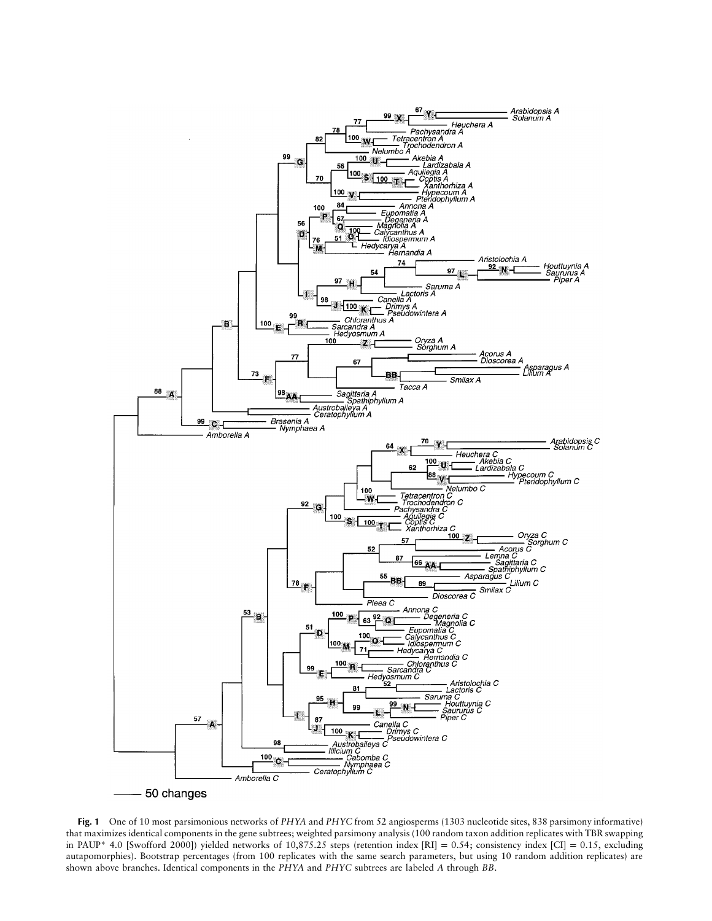**Fig. 1** One of 10 most parsimonious networks of *PHYA* and *PHYC* from 52 angiosperms (1303 nucleotide sites, 838 parsimony informative) that maximizes identical components in the gene subtrees; weighted parsimony analysis (100 random taxon addition replicates with TBR swapping in PAUP* 4.0 [Swofford 2000]) yielded networks of 10,875.25 steps (retention index [RI] = 0.54; consistency index [CI] = 0.15, excluding autapomorphies). Bootstrap percentages (from 100 replicates with the same search parameters, but using 10 random addition replicates) are shown above branches. Identical components in the *PHYA* and *PHYC* subtrees are labeled *A* through *BB*.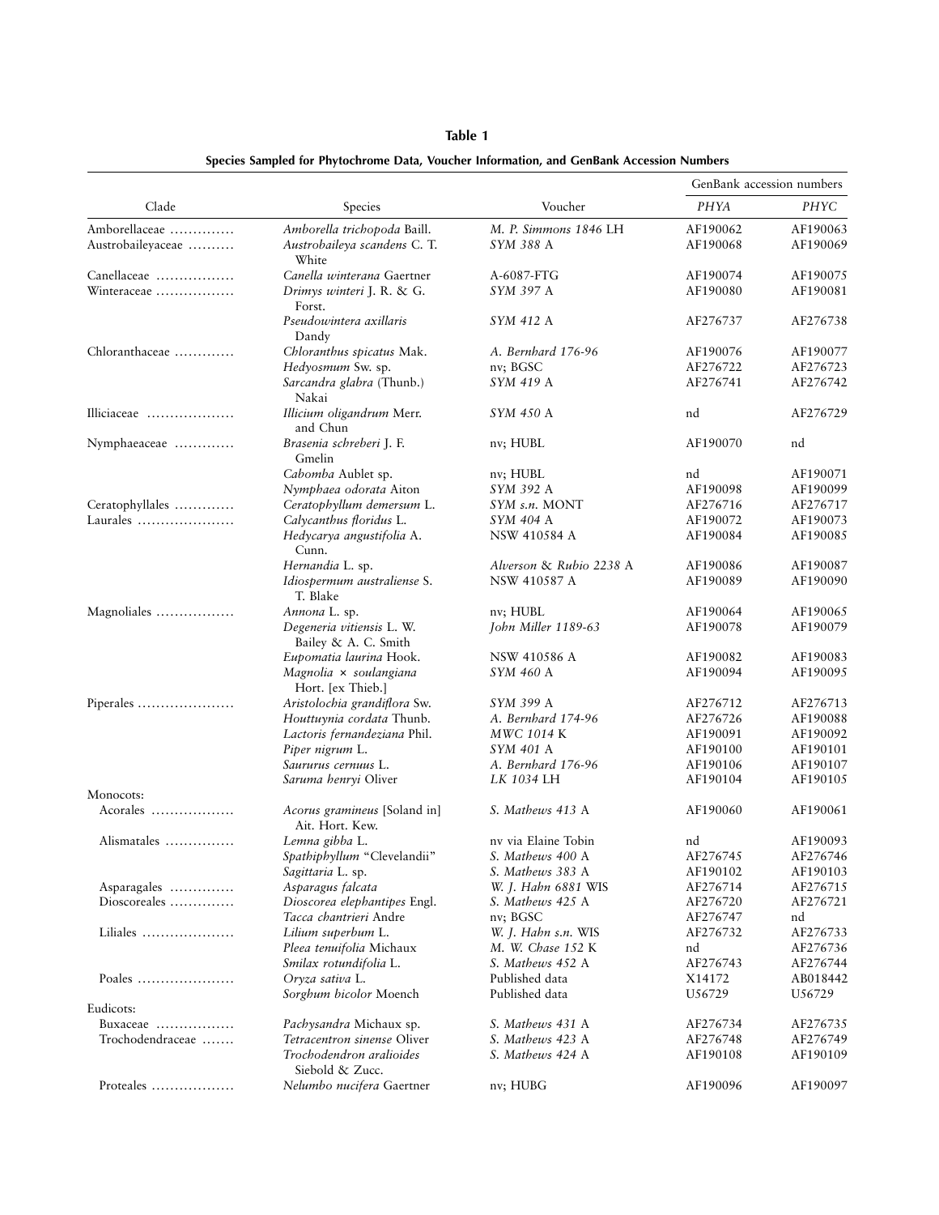**Table 1**

**Species Sampled for Phytochrome Data, Voucher Information, and GenBank Accession Numbers**

| Clade | Species | Voucher | GenBank accession numbers | |
|---|---|---|---|---|
| | | | *PHYA* | *PHYC* |
| Amborellaceae | *Amborella trichopoda* Baill. | *M. P. Simmons 1846* LH | AF190062 | AF190063 |
| Austrobaileyaceae | *Austrobaileya scandens* C. T. White | *SYM 388* A | AF190068 | AF190069 |
| Canellaceae | *Canella winterana* Gaertner | A-6087-FTG | AF190074 | AF190075 |
| Winteraceae | *Drimys winteri* J. R. & G. Forst. | *SYM 397* A | AF190080 | AF190081 |
| | *Pseudowintera axillaris* Dandy | *SYM 412* A | AF276737 | AF276738 |
| Chloranthaceae | *Chloranthus spicatus* Mak. | *A. Bernhard 176-96* | AF190076 | AF190077 |
| | *Hedyosmum* Sw. sp. | nv; BGSC | AF276722 | AF276723 |
| | *Sarcandra glabra* (Thunb.) Nakai | *SYM 419* A | AF276741 | AF276742 |
| Illiciaceae | *Illicium oligandrum* Merr. and Chun | *SYM 450* A | nd | AF276729 |
| Nymphaeaceae | *Brasenia schreberi* J. F. Gmelin | nv; HUBL | AF190070 | nd |
| | *Cabomba* Aublet sp. | nv; HUBL | nd | AF190071 |
| | *Nymphaea odorata* Aiton | *SYM 392* A | AF190098 | AF190099 |
| Ceratophyllales | *Ceratophyllum demersum* L. | *SYM s.n.* MONT | AF276716 | AF276717 |
| Laurales | *Calycanthus floridus* L. | *SYM 404* A | AF190072 | AF190073 |
| | *Hedycarya angustifolia* A. Cunn. | NSW 410584 A | AF190084 | AF190085 |
| | *Hernandia* L. sp. | *Alverson & Rubio 2238* A | AF190086 | AF190087 |
| | *Idiospermum australiense* S. T. Blake | NSW 410587 A | AF190089 | AF190090 |
| Magnoliales | *Annona* L. sp. | nv; HUBL | AF190064 | AF190065 |
| | *Degeneria vitiensis* L. W. Bailey & A. C. Smith | *John Miller 1189-63* | AF190078 | AF190079 |
| | *Eupomatia laurina* Hook. | NSW 410586 A | AF190082 | AF190083 |
| | *Magnolia × soulangiana* Hort. [ex Thieb.] | *SYM 460* A | AF190094 | AF190095 |
| Piperales | *Aristolochia grandiflora* Sw. | *SYM 399* A | AF276712 | AF276713 |
| | *Houttuynia cordata* Thunb. | *A. Bernhard 174-96* | AF276726 | AF190088 |
| | *Lactoris fernandeziana* Phil. | *MWC 1014* K | AF190091 | AF190092 |
| | *Piper nigrum* L. | *SYM 401* A | AF190100 | AF190101 |
| | *Saururus cernuus* L. | *A. Bernhard 176-96* | AF190106 | AF190107 |
| | *Saruma henryi* Oliver | *LK 1034* LH | AF190104 | AF190105 |
| Monocots: | | | | |
| Acorales | *Acorus gramineus* [Soland in] Ait. Hort. Kew. | *S. Mathews 413* A | AF190060 | AF190061 |
| Alismatales | *Lemna gibba* L. | nv via Elaine Tobin | nd | AF190093 |
| | *Spathiphyllum* "Clevelandii" | *S. Mathews 400* A | AF276745 | AF276746 |
| | *Sagittaria* L. sp. | *S. Mathews 383* A | AF190102 | AF190103 |
| Asparagales | *Asparagus falcata* | *W. J. Hahn 6881* WIS | AF276714 | AF276715 |
| Dioscoreales | *Dioscorea elephantipes* Engl. | *S. Mathews 425* A | AF276720 | AF276721 |
| | *Tacca chantrieri* Andre | nv; BGSC | AF276747 | nd |
| Liliales | *Lilium superbum* L. | *W. J. Hahn s.n.* WIS | AF276732 | AF276733 |
| | *Pleea tenuifolia* Michaux | *M. W. Chase 152* K | nd | AF276736 |
| | *Smilax rotundifolia* L. | *S. Mathews 452* A | AF276743 | AF276744 |
| Poales | *Oryza sativa* L. | Published data | X14172 | AB018442 |
| | *Sorghum bicolor* Moench | Published data | U56729 | U56729 |
| Eudicots: | | | | |
| Buxaceae | *Pachysandra* Michaux sp. | *S. Mathews 431* A | AF276734 | AF276735 |
| Trochodendraceae | *Tetracentron sinense* Oliver | *S. Mathews 423* A | AF276748 | AF276749 |
| | *Trochodendron aralioides* Siebold & Zucc. | *S. Mathews 424* A | AF190108 | AF190109 |
| Proteales | *Nelumbo nucifera* Gaertner | nv; HUBG | AF190096 | AF190097 |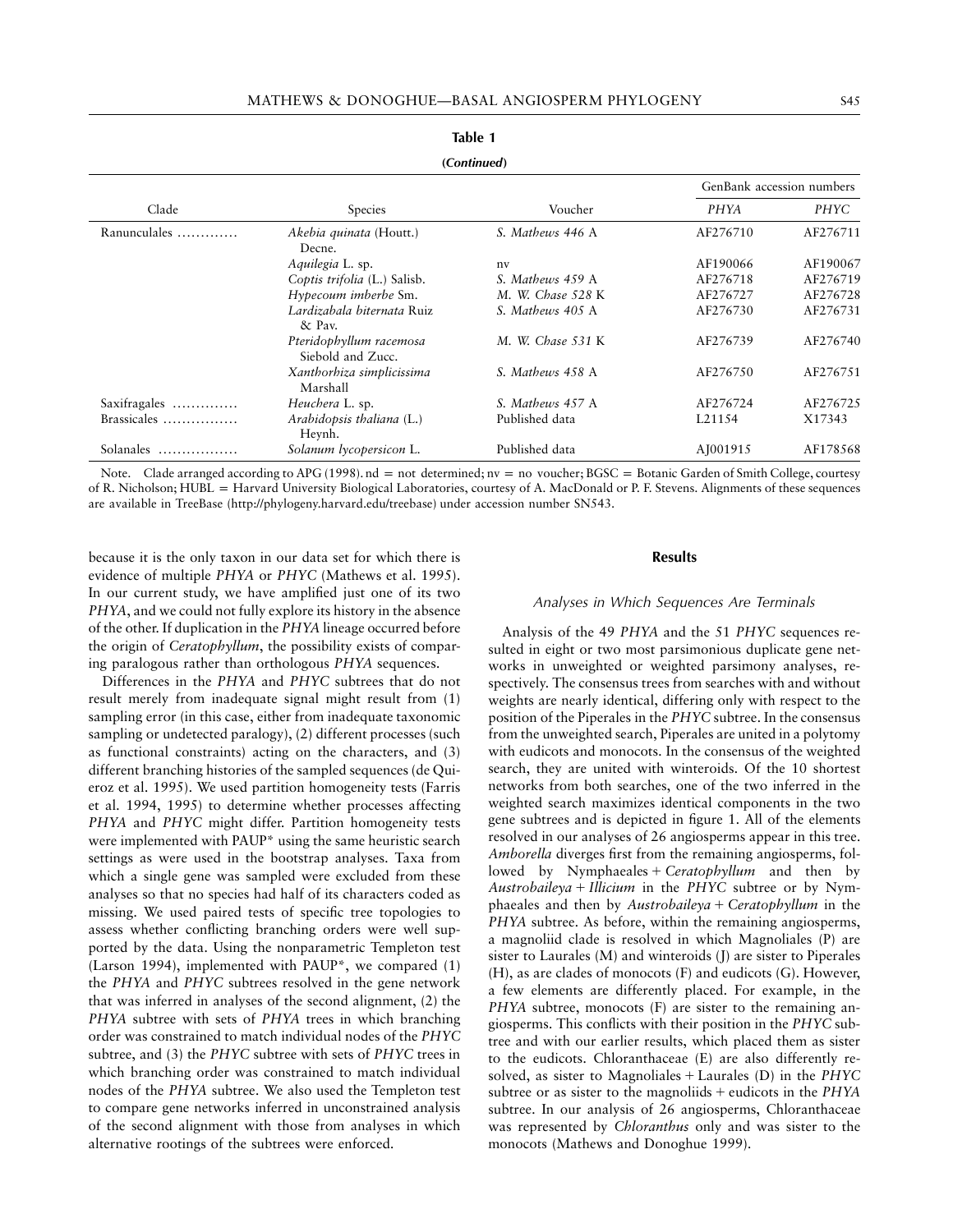**Table 1**

**(*Continued*)**

| Clade | Species | Voucher | GenBank accession numbers | |
|---|---|---|---|---|
| | | | *PHYA* | *PHYC* |
| Ranunculales ............ | *Akebia quinata* (Houtt.) Decne. | *S. Mathews 446* A | AF276710 | AF276711 |
| | *Aquilegia* L. sp. | nv | AF190066 | AF190067 |
| | *Coptis trifolia* (L.) Salisb. | *S. Mathews 459* A | AF276718 | AF276719 |
| | *Hypecoum imberbe* Sm. | *M. W. Chase 528* K | AF276727 | AF276728 |
| | *Lardizabala biternata* Ruiz & Pav. | *S. Mathews 405* A | AF276730 | AF276731 |
| | *Pteridophyllum racemosa* Siebold and Zucc. | *M. W. Chase 531* K | AF276739 | AF276740 |
| | *Xanthorhiza simplicissima* Marshall | *S. Mathews 458* A | AF276750 | AF276751 |
| Saxifragales ............. | *Heuchera* L. sp. | *S. Mathews 457* A | AF276724 | AF276725 |
| Brassicales ................ | *Arabidopsis thaliana* (L.) Heynh. | Published data | L21154 | X17343 |
| Solanales ................. | *Solanum lycopersicon* L. | Published data | AJ001915 | AF178568 |

Note. Clade arranged according to APG (1998). nd = not determined; nv = no voucher; BGSC = Botanic Garden of Smith College, courtesy of R. Nicholson; HUBL = Harvard University Biological Laboratories, courtesy of A. MacDonald or P. F. Stevens. Alignments of these sequences are available in TreeBase (http://phylogeny.harvard.edu/treebase) under accession number SN543.

because it is the only taxon in our data set for which there is evidence of multiple *PHYA* or *PHYC* (Mathews et al. 1995). In our current study, we have amplified just one of its two *PHYA*, and we could not fully explore its history in the absence of the other. If duplication in the *PHYA* lineage occurred before the origin of *Ceratophyllum*, the possibility exists of comparing paralogous rather than orthologous *PHYA* sequences.

Differences in the *PHYA* and *PHYC* subtrees that do not result merely from inadequate signal might result from (1) sampling error (in this case, either from inadequate taxonomic sampling or undetected paralogy), (2) different processes (such as functional constraints) acting on the characters, and (3) different branching histories of the sampled sequences (de Quieroz et al. 1995). We used partition homogeneity tests (Farris et al. 1994, 1995) to determine whether processes affecting *PHYA* and *PHYC* might differ. Partition homogeneity tests were implemented with PAUP* using the same heuristic search settings as were used in the bootstrap analyses. Taxa from which a single gene was sampled were excluded from these analyses so that no species had half of its characters coded as missing. We used paired tests of specific tree topologies to assess whether conflicting branching orders were well supported by the data. Using the nonparametric Templeton test (Larson 1994), implemented with PAUP*, we compared (1) the *PHYA* and *PHYC* subtrees resolved in the gene network that was inferred in analyses of the second alignment, (2) the *PHYA* subtree with sets of *PHYA* trees in which branching order was constrained to match individual nodes of the *PHYC* subtree, and (3) the *PHYC* subtree with sets of *PHYC* trees in which branching order was constrained to match individual nodes of the *PHYA* subtree. We also used the Templeton test to compare gene networks inferred in unconstrained analysis of the second alignment with those from analyses in which alternative rootings of the subtrees were enforced.

## Results

### *Analyses in Which Sequences Are Terminals*

Analysis of the 49 *PHYA* and the 51 *PHYC* sequences resulted in eight or two most parsimonious duplicate gene networks in unweighted or weighted parsimony analyses, respectively. The consensus trees from searches with and without weights are nearly identical, differing only with respect to the position of the Piperales in the *PHYC* subtree. In the consensus from the unweighted search, Piperales are united in a polytomy with eudicots and monocots. In the consensus of the weighted search, they are united with winteroids. Of the 10 shortest networks from both searches, one of the two inferred in the weighted search maximizes identical components in the two gene subtrees and is depicted in figure 1. All of the elements resolved in our analyses of 26 angiosperms appear in this tree. *Amborella* diverges first from the remaining angiosperms, followed by Nymphaeales + *Ceratophyllum* and then by *Austrobaileya* + *Illicium* in the *PHYC* subtree or by Nymphaeales and then by *Austrobaileya* + *Ceratophyllum* in the *PHYA* subtree. As before, within the remaining angiosperms, a magnoliid clade is resolved in which Magnoliales (P) are sister to Laurales (M) and winteroids (J) are sister to Piperales (H), as are clades of monocots (F) and eudicots (G). However, a few elements are differently placed. For example, in the *PHYA* subtree, monocots (F) are sister to the remaining angiosperms. This conflicts with their position in the *PHYC* subtree and with our earlier results, which placed them as sister to the eudicots. Chloranthaceae (E) are also differently resolved, as sister to Magnoliales + Laurales (D) in the *PHYC* subtree or as sister to the magnoliids + eudicots in the *PHYA* subtree. In our analysis of 26 angiosperms, Chloranthaceae was represented by *Chloranthus* only and was sister to the monocots (Mathews and Donoghue 1999).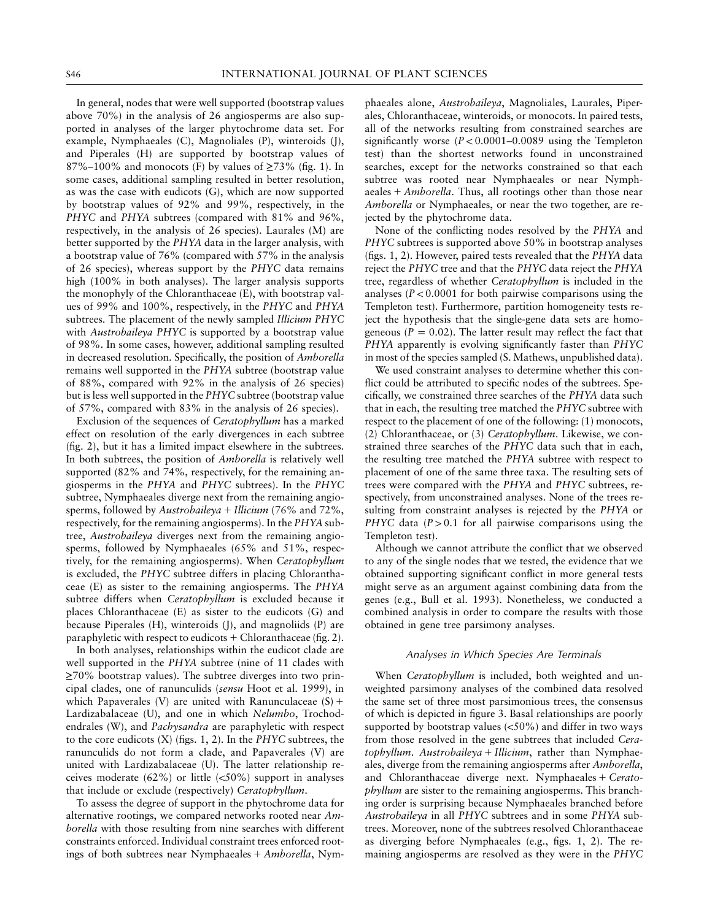In general, nodes that were well supported (bootstrap values above 70%) in the analysis of 26 angiosperms are also supported in analyses of the larger phytochrome data set. For example, Nymphaeales (C), Magnoliales (P), winteroids (J), and Piperales (H) are supported by bootstrap values of 87%–100% and monocots (F) by values of ≥73% (fig. 1). In some cases, additional sampling resulted in better resolution, as was the case with eudicots (G), which are now supported by bootstrap values of 92% and 99%, respectively, in the *PHYC* and *PHYA* subtrees (compared with 81% and 96%, respectively, in the analysis of 26 species). Laurales (M) are better supported by the *PHYA* data in the larger analysis, with a bootstrap value of 76% (compared with 57% in the analysis of 26 species), whereas support by the *PHYC* data remains high (100% in both analyses). The larger analysis supports the monophyly of the Chloranthaceae (E), with bootstrap values of 99% and 100%, respectively, in the *PHYC* and *PHYA* subtrees. The placement of the newly sampled *Illicium PHYC* with *Austrobaileya PHYC* is supported by a bootstrap value of 98%. In some cases, however, additional sampling resulted in decreased resolution. Specifically, the position of *Amborella* remains well supported in the *PHYA* subtree (bootstrap value of 88%, compared with 92% in the analysis of 26 species) but is less well supported in the *PHYC* subtree (bootstrap value of 57%, compared with 83% in the analysis of 26 species).

Exclusion of the sequences of *Ceratophyllum* has a marked effect on resolution of the early divergences in each subtree (fig. 2), but it has a limited impact elsewhere in the subtrees. In both subtrees, the position of *Amborella* is relatively well supported (82% and 74%, respectively, for the remaining angiosperms in the *PHYA* and *PHYC* subtrees). In the *PHYC* subtree, Nymphaeales diverge next from the remaining angiosperms, followed by *Austrobaileya* + *Illicium* (76% and 72%, respectively, for the remaining angiosperms). In the *PHYA* subtree, *Austrobaileya* diverges next from the remaining angiosperms, followed by Nymphaeales (65% and 51%, respectively, for the remaining angiosperms). When *Ceratophyllum* is excluded, the *PHYC* subtree differs in placing Chloranthaceae (E) as sister to the remaining angiosperms. The *PHYA* subtree differs when *Ceratophyllum* is excluded because it places Chloranthaceae (E) as sister to the eudicots (G) and because Piperales (H), winteroids (J), and magnoliids (P) are paraphyletic with respect to eudicots + Chloranthaceae (fig. 2).

In both analyses, relationships within the eudicot clade are well supported in the *PHYA* subtree (nine of 11 clades with ≥70% bootstrap values). The subtree diverges into two principal clades, one of ranunculids (*sensu* Hoot et al. 1999), in which Papaverales (V) are united with Ranunculaceae (S) + Lardizabalaceae (U), and one in which *Nelumbo*, Trochodendrales (W), and *Pachysandra* are paraphyletic with respect to the core eudicots (X) (figs. 1, 2). In the *PHYC* subtrees, the ranunculids do not form a clade, and Papaverales (V) are united with Lardizabalaceae (U). The latter relationship receives moderate (62%) or little (<50%) support in analyses that include or exclude (respectively) *Ceratophyllum*.

To assess the degree of support in the phytochrome data for alternative rootings, we compared networks rooted near *Amborella* with those resulting from nine searches with different constraints enforced. Individual constraint trees enforced rootings of both subtrees near Nymphaeales + *Amborella*, Nymphaeales alone, *Austrobaileya*, Magnoliales, Laurales, Piperales, Chloranthaceae, winteroids, or monocots. In paired tests, all of the networks resulting from constrained searches are significantly worse ($P < 0.0001$–$0.0089$ using the Templeton test) than the shortest networks found in unconstrained searches, except for the networks constrained so that each subtree was rooted near Nymphaeales or near Nymphaeales + *Amborella*. Thus, all rootings other than those near *Amborella* or Nymphaeales, or near the two together, are rejected by the phytochrome data.

None of the conflicting nodes resolved by the *PHYA* and *PHYC* subtrees is supported above 50% in bootstrap analyses (figs. 1, 2). However, paired tests revealed that the *PHYA* data reject the *PHYC* tree and that the *PHYC* data reject the *PHYA* tree, regardless of whether *Ceratophyllum* is included in the analyses ($P < 0.0001$ for both pairwise comparisons using the Templeton test). Furthermore, partition homogeneity tests reject the hypothesis that the single-gene data sets are homogeneous ($P = 0.02$). The latter result may reflect the fact that *PHYA* apparently is evolving significantly faster than *PHYC* in most of the species sampled (S. Mathews, unpublished data).

We used constraint analyses to determine whether this conflict could be attributed to specific nodes of the subtrees. Specifically, we constrained three searches of the *PHYA* data such that in each, the resulting tree matched the *PHYC* subtree with respect to the placement of one of the following: (1) monocots, (2) Chloranthaceae, or (3) *Ceratophyllum*. Likewise, we constrained three searches of the *PHYC* data such that in each, the resulting tree matched the *PHYA* subtree with respect to placement of one of the same three taxa. The resulting sets of trees were compared with the *PHYA* and *PHYC* subtrees, respectively, from unconstrained analyses. None of the trees resulting from constraint analyses is rejected by the *PHYA* or *PHYC* data ($P > 0.1$ for all pairwise comparisons using the Templeton test).

Although we cannot attribute the conflict that we observed to any of the single nodes that we tested, the evidence that we obtained supporting significant conflict in more general tests might serve as an argument against combining data from the genes (e.g., Bull et al. 1993). Nonetheless, we conducted a combined analysis in order to compare the results with those obtained in gene tree parsimony analyses.

### *Analyses in Which Species Are Terminals*

When *Ceratophyllum* is included, both weighted and unweighted parsimony analyses of the combined data resolved the same set of three most parsimonious trees, the consensus of which is depicted in figure 3. Basal relationships are poorly supported by bootstrap values (<50%) and differ in two ways from those resolved in the gene subtrees that included *Ceratophyllum*. *Austrobaileya* + *Illicium*, rather than Nymphaeales, diverge from the remaining angiosperms after *Amborella*, and Chloranthaceae diverge next. Nymphaeales + *Ceratophyllum* are sister to the remaining angiosperms. This branching order is surprising because Nymphaeales branched before *Austrobaileya* in all *PHYC* subtrees and in some *PHYA* subtrees. Moreover, none of the subtrees resolved Chloranthaceae as diverging before Nymphaeales (e.g., figs. 1, 2). The remaining angiosperms are resolved as they were in the *PHYC*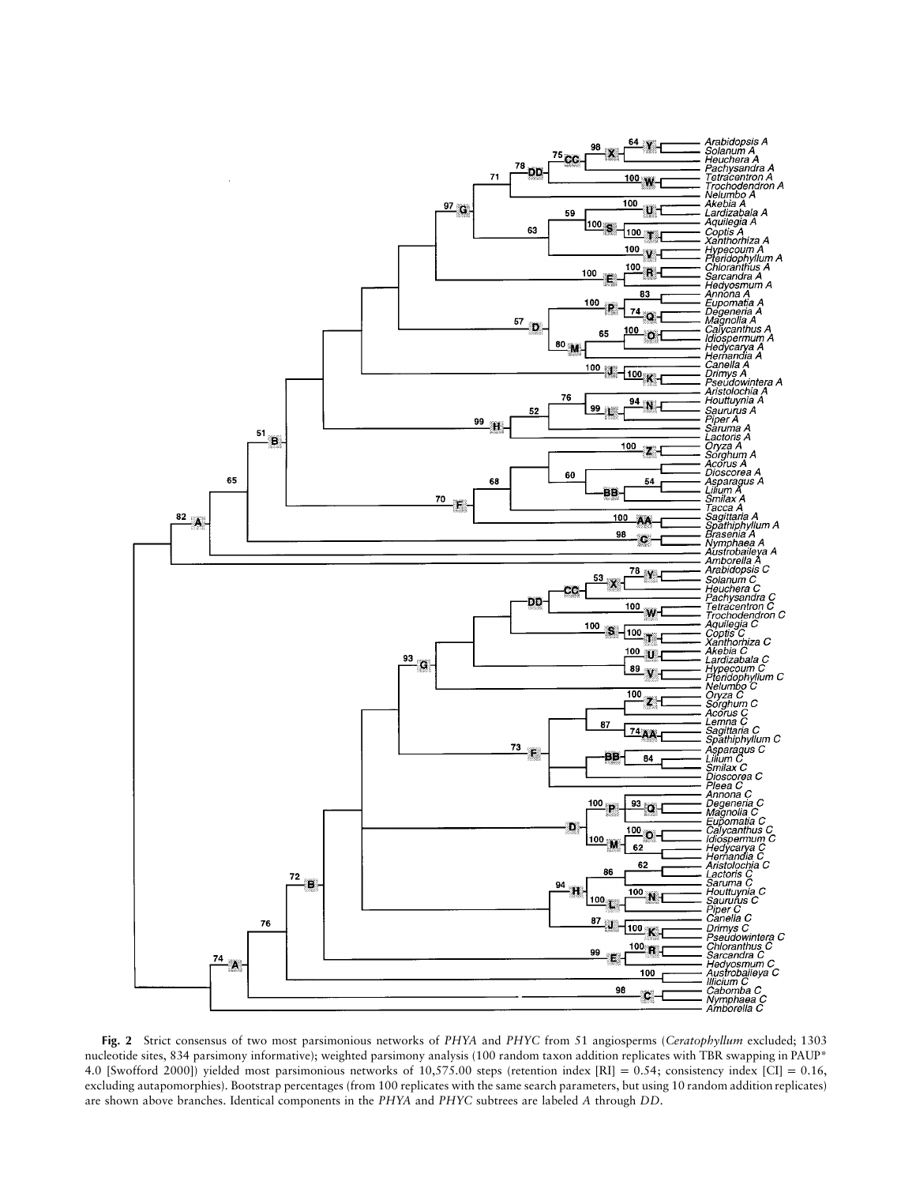**Fig. 2** Strict consensus of two most parsimonious networks of *PHYA* and *PHYC* from 51 angiosperms (*Ceratophyllum* excluded; 1303 nucleotide sites, 834 parsimony informative); weighted parsimony analysis (100 random taxon addition replicates with TBR swapping in PAUP* 4.0 [Swofford 2000]) yielded most parsimonious networks of 10,575.00 steps (retention index [RI] = 0.54; consistency index [CI] = 0.16, excluding autapomorphies). Bootstrap percentages (from 100 replicates with the same search parameters, but using 10 random addition replicates) are shown above branches. Identical components in the *PHYA* and *PHYC* subtrees are labeled *A* through *DD*.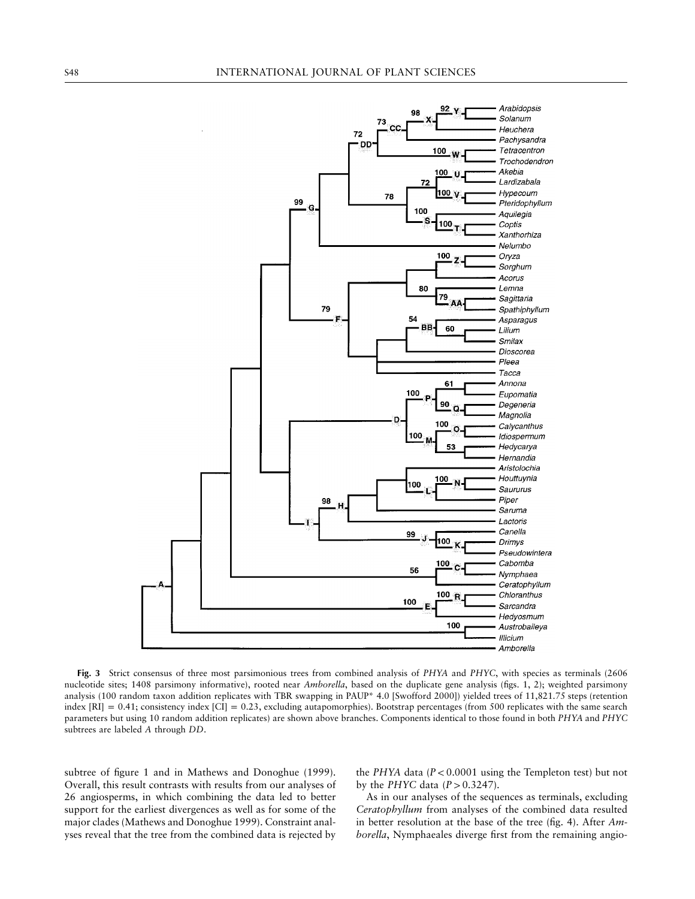**Fig. 3** Strict consensus of three most parsimonious trees from combined analysis of *PHYA* and *PHYC*, with species as terminals (2606 nucleotide sites; 1408 parsimony informative), rooted near *Amborella*, based on the duplicate gene analysis (figs. 1, 2); weighted parsimony analysis (100 random taxon addition replicates with TBR swapping in PAUP* 4.0 [Swofford 2000]) yielded trees of 11,821.75 steps (retention index [RI] = 0.41; consistency index [CI] = 0.23, excluding autapomorphies). Bootstrap percentages (from 500 replicates with the same search parameters but using 10 random addition replicates) are shown above branches. Components identical to those found in both *PHYA* and *PHYC* subtrees are labeled *A* through *DD*.

subtree of figure 1 and in Mathews and Donoghue (1999). Overall, this result contrasts with results from our analyses of 26 angiosperms, in which combining the data led to better support for the earliest divergences as well as for some of the major clades (Mathews and Donoghue 1999). Constraint analyses reveal that the tree from the combined data is rejected by the *PHYA* data ($P < 0.0001$ using the Templeton test) but not by the *PHYC* data ($P > 0.3247$).

As in our analyses of the sequences as terminals, excluding *Ceratophyllum* from analyses of the combined data resulted in better resolution at the base of the tree (fig. 4). After *Amborella*, Nymphaeales diverge first from the remaining angio-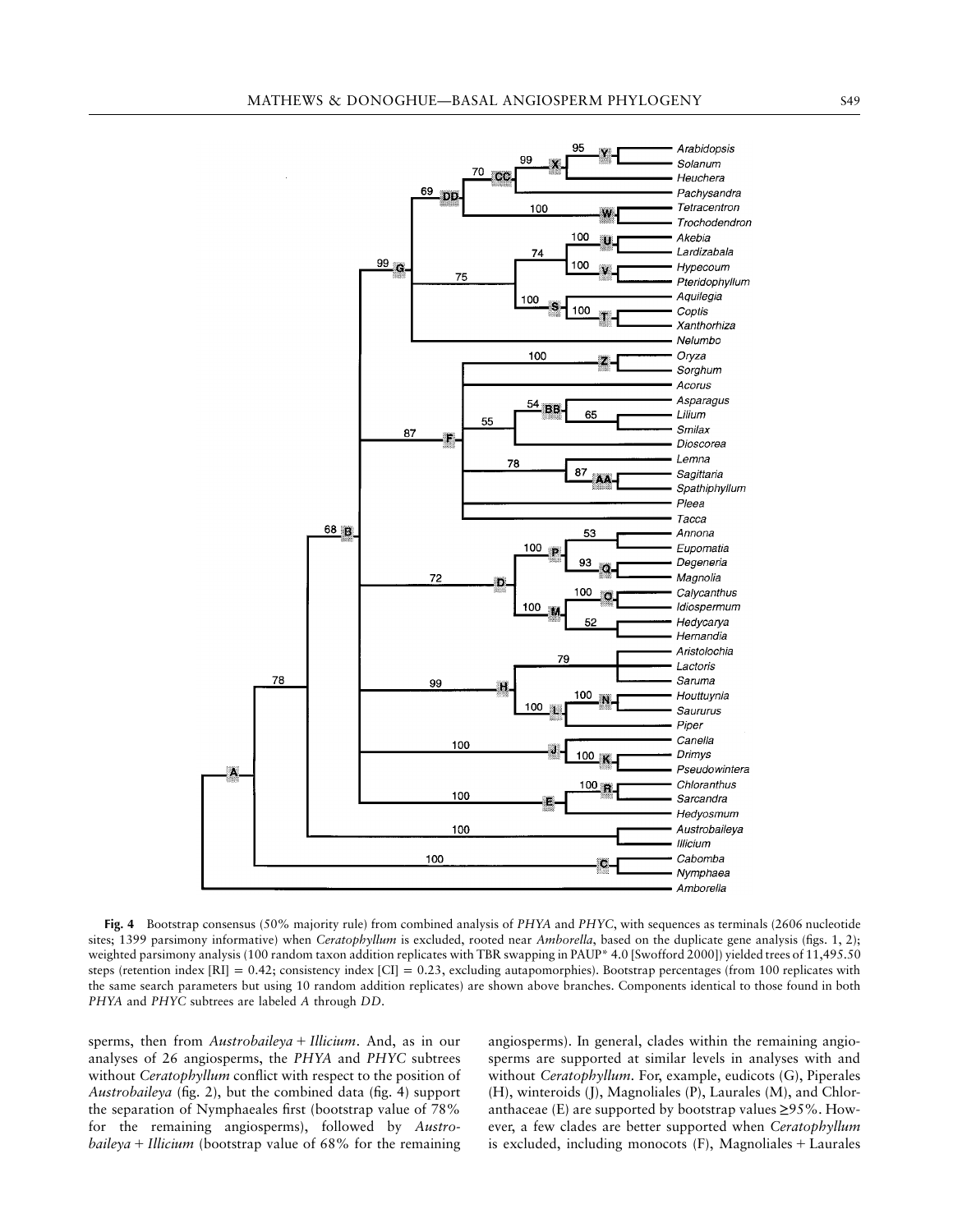**Fig. 4** Bootstrap consensus (50% majority rule) from combined analysis of *PHYA* and *PHYC*, with sequences as terminals (2606 nucleotide sites; 1399 parsimony informative) when *Ceratophyllum* is excluded, rooted near *Amborella*, based on the duplicate gene analysis (figs. 1, 2); weighted parsimony analysis (100 random taxon addition replicates with TBR swapping in PAUP* 4.0 [Swofford 2000]) yielded trees of 11,495.50 steps (retention index [RI] = 0.42; consistency index [CI] = 0.23, excluding autapomorphies). Bootstrap percentages (from 100 replicates with the same search parameters but using 10 random addition replicates) are shown above branches. Components identical to those found in both *PHYA* and *PHYC* subtrees are labeled *A* through *DD*.

sperms, then from *Austrobaileya* + *Illicium*. And, as in our analyses of 26 angiosperms, the *PHYA* and *PHYC* subtrees without *Ceratophyllum* conflict with respect to the position of *Austrobaileya* (fig. 2), but the combined data (fig. 4) support the separation of Nymphaeales first (bootstrap value of 78% for the remaining angiosperms), followed by *Austrobaileya* + *Illicium* (bootstrap value of 68% for the remaining angiosperms). In general, clades within the remaining angiosperms are supported at similar levels in analyses with and without *Ceratophyllum*. For, example, eudicots (G), Piperales (H), winteroids (J), Magnoliales (P), Laurales (M), and Chloranthaceae (E) are supported by bootstrap values ≥95%. However, a few clades are better supported when *Ceratophyllum* is excluded, including monocots (F), Magnoliales + Laurales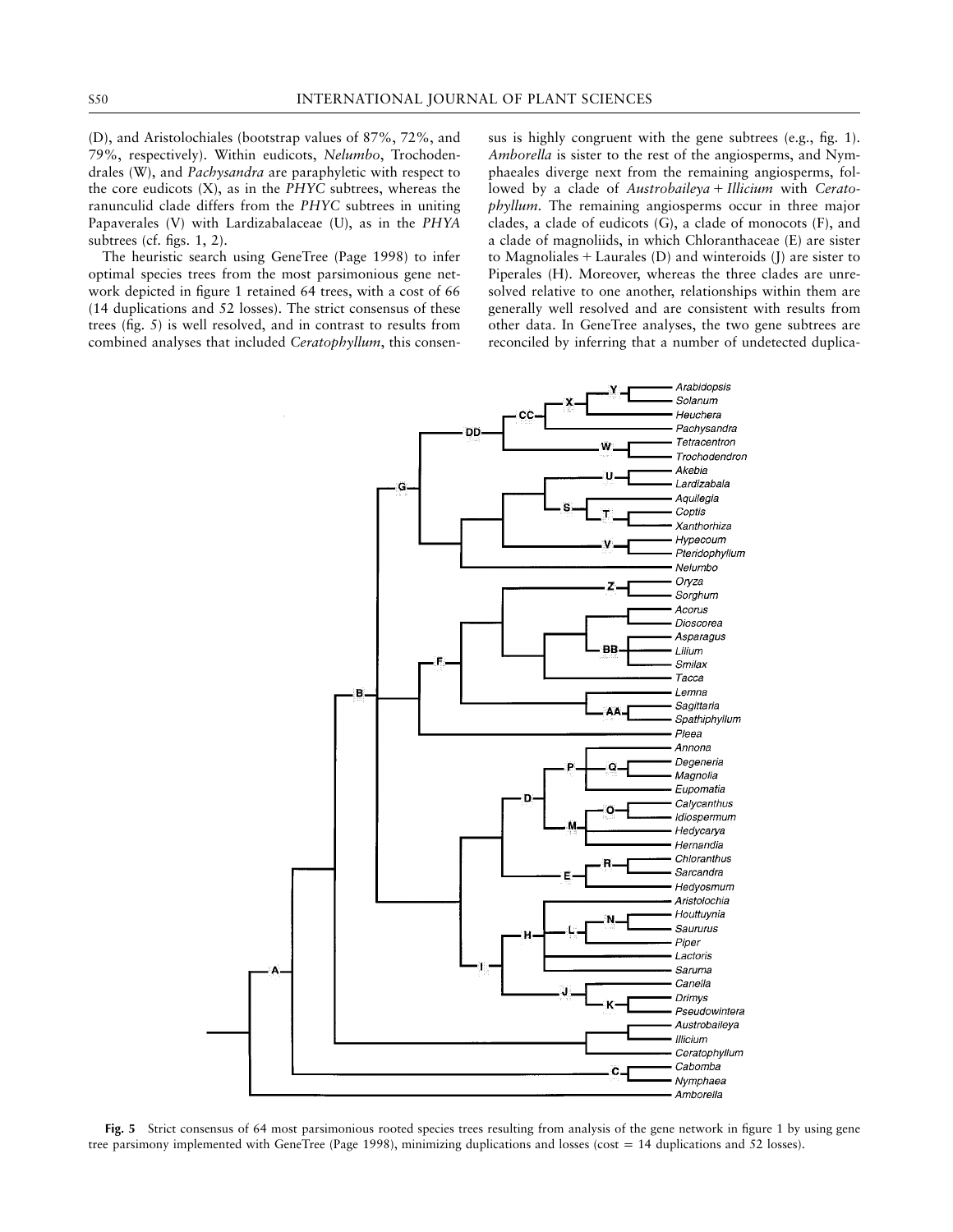(D), and Aristolochiales (bootstrap values of 87%, 72%, and 79%, respectively). Within eudicots, *Nelumbo*, Trochodendrales (W), and *Pachysandra* are paraphyletic with respect to the core eudicots (X), as in the *PHYC* subtrees, whereas the ranunculid clade differs from the *PHYC* subtrees in uniting Papaverales (V) with Lardizabalaceae (U), as in the *PHYA* subtrees (cf. figs. 1, 2).

The heuristic search using GeneTree (Page 1998) to infer optimal species trees from the most parsimonious gene network depicted in figure 1 retained 64 trees, with a cost of 66 (14 duplications and 52 losses). The strict consensus of these trees (fig. 5) is well resolved, and in contrast to results from combined analyses that included *Ceratophyllum*, this consensus is highly congruent with the gene subtrees (e.g., fig. 1). *Amborella* is sister to the rest of the angiosperms, and Nymphaeales diverge next from the remaining angiosperms, followed by a clade of *Austrobaileya* + *Illicium* with *Ceratophyllum*. The remaining angiosperms occur in three major clades, a clade of eudicots (G), a clade of monocots (F), and a clade of magnoliids, in which Chloranthaceae (E) are sister to Magnoliales + Laurales (D) and winteroids (J) are sister to Piperales (H). Moreover, whereas the three clades are unresolved relative to one another, relationships within them are generally well resolved and are consistent with results from other data. In GeneTree analyses, the two gene subtrees are reconciled by inferring that a number of undetected duplica-

**Fig. 5** Strict consensus of 64 most parsimonious rooted species trees resulting from analysis of the gene network in figure 1 by using gene tree parsimony implemented with GeneTree (Page 1998), minimizing duplications and losses (cost = 14 duplications and 52 losses).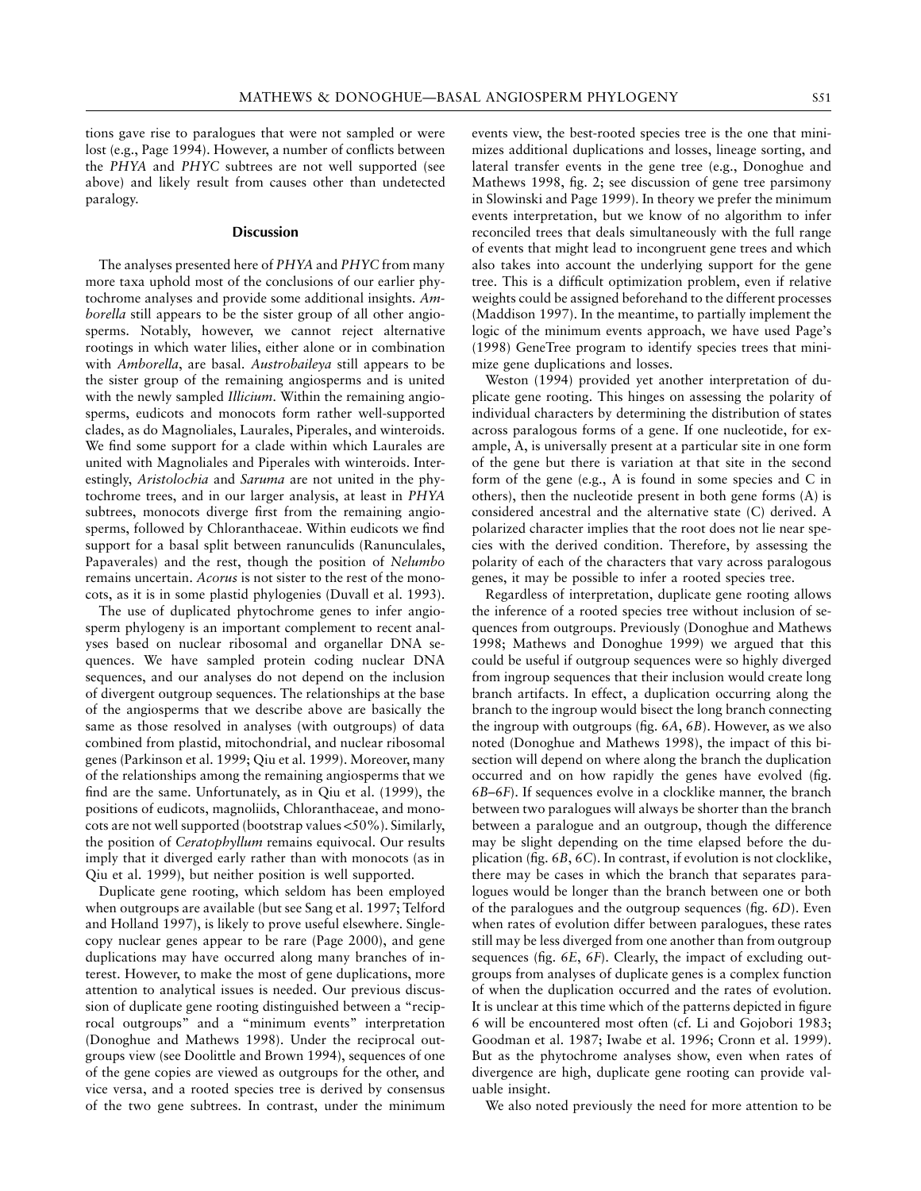tions gave rise to paralogues that were not sampled or were lost (e.g., Page 1994). However, a number of conflicts between the *PHYA* and *PHYC* subtrees are not well supported (see above) and likely result from causes other than undetected paralogy.

## Discussion

The analyses presented here of *PHYA* and *PHYC* from many more taxa uphold most of the conclusions of our earlier phytochrome analyses and provide some additional insights. *Amborella* still appears to be the sister group of all other angiosperms. Notably, however, we cannot reject alternative rootings in which water lilies, either alone or in combination with *Amborella*, are basal. *Austrobaileya* still appears to be the sister group of the remaining angiosperms and is united with the newly sampled *Illicium*. Within the remaining angiosperms, eudicots and monocots form rather well-supported clades, as do Magnoliales, Laurales, Piperales, and winteroids. We find some support for a clade within which Laurales are united with Magnoliales and Piperales with winteroids. Interestingly, *Aristolochia* and *Saruma* are not united in the phytochrome trees, and in our larger analysis, at least in *PHYA* subtrees, monocots diverge first from the remaining angiosperms, followed by Chloranthaceae. Within eudicots we find support for a basal split between ranunculids (Ranunculales, Papaverales) and the rest, though the position of *Nelumbo* remains uncertain. *Acorus* is not sister to the rest of the monocots, as it is in some plastid phylogenies (Duvall et al. 1993).

The use of duplicated phytochrome genes to infer angiosperm phylogeny is an important complement to recent analyses based on nuclear ribosomal and organellar DNA sequences. We have sampled protein coding nuclear DNA sequences, and our analyses do not depend on the inclusion of divergent outgroup sequences. The relationships at the base of the angiosperms that we describe above are basically the same as those resolved in analyses (with outgroups) of data combined from plastid, mitochondrial, and nuclear ribosomal genes (Parkinson et al. 1999; Qiu et al. 1999). Moreover, many of the relationships among the remaining angiosperms that we find are the same. Unfortunately, as in Qiu et al. (1999), the positions of eudicots, magnoliids, Chloranthaceae, and monocots are not well supported (bootstrap values <50%). Similarly, the position of *Ceratophyllum* remains equivocal. Our results imply that it diverged early rather than with monocots (as in Qiu et al. 1999), but neither position is well supported.

Duplicate gene rooting, which seldom has been employed when outgroups are available (but see Sang et al. 1997; Telford and Holland 1997), is likely to prove useful elsewhere. Single-copy nuclear genes appear to be rare (Page 2000), and gene duplications may have occurred along many branches of interest. However, to make the most of gene duplications, more attention to analytical issues is needed. Our previous discussion of duplicate gene rooting distinguished between a "reciprocal outgroups" and a "minimum events" interpretation (Donoghue and Mathews 1998). Under the reciprocal outgroups view (see Doolittle and Brown 1994), sequences of one of the gene copies are viewed as outgroups for the other, and vice versa, and a rooted species tree is derived by consensus of the two gene subtrees. In contrast, under the minimum events view, the best-rooted species tree is the one that minimizes additional duplications and losses, lineage sorting, and lateral transfer events in the gene tree (e.g., Donoghue and Mathews 1998, fig. 2; see discussion of gene tree parsimony in Slowinski and Page 1999). In theory we prefer the minimum events interpretation, but we know of no algorithm to infer reconciled trees that deals simultaneously with the full range of events that might lead to incongruent gene trees and which also takes into account the underlying support for the gene tree. This is a difficult optimization problem, even if relative weights could be assigned beforehand to the different processes (Maddison 1997). In the meantime, to partially implement the logic of the minimum events approach, we have used Page's (1998) GeneTree program to identify species trees that minimize gene duplications and losses.

Weston (1994) provided yet another interpretation of duplicate gene rooting. This hinges on assessing the polarity of individual characters by determining the distribution of states across paralogous forms of a gene. If one nucleotide, for example, A, is universally present at a particular site in one form of the gene but there is variation at that site in the second form of the gene (e.g., A is found in some species and C in others), then the nucleotide present in both gene forms (A) is considered ancestral and the alternative state (C) derived. A polarized character implies that the root does not lie near species with the derived condition. Therefore, by assessing the polarity of each of the characters that vary across paralogous genes, it may be possible to infer a rooted species tree.

Regardless of interpretation, duplicate gene rooting allows the inference of a rooted species tree without inclusion of sequences from outgroups. Previously (Donoghue and Mathews 1998; Mathews and Donoghue 1999) we argued that this could be useful if outgroup sequences were so highly diverged from ingroup sequences that their inclusion would create long branch artifacts. In effect, a duplication occurring along the branch to the ingroup would bisect the long branch connecting the ingroup with outgroups (fig. 6*A*, 6*B*). However, as we also noted (Donoghue and Mathews 1998), the impact of this bisection will depend on where along the branch the duplication occurred and on how rapidly the genes have evolved (fig. 6*B*–6*F*). If sequences evolve in a clocklike manner, the branch between two paralogues will always be shorter than the branch between a paralogue and an outgroup, though the difference may be slight depending on the time elapsed before the duplication (fig. 6*B*, 6*C*). In contrast, if evolution is not clocklike, there may be cases in which the branch that separates paralogues would be longer than the branch between one or both of the paralogues and the outgroup sequences (fig. 6*D*). Even when rates of evolution differ between paralogues, these rates still may be less diverged from one another than from outgroup sequences (fig. 6*E*, 6*F*). Clearly, the impact of excluding outgroups from analyses of duplicate genes is a complex function of when the duplication occurred and the rates of evolution. It is unclear at this time which of the patterns depicted in figure 6 will be encountered most often (cf. Li and Gojobori 1983; Goodman et al. 1987; Iwabe et al. 1996; Cronn et al. 1999). But as the phytochrome analyses show, even when rates of divergence are high, duplicate gene rooting can provide valuable insight.

We also noted previously the need for more attention to be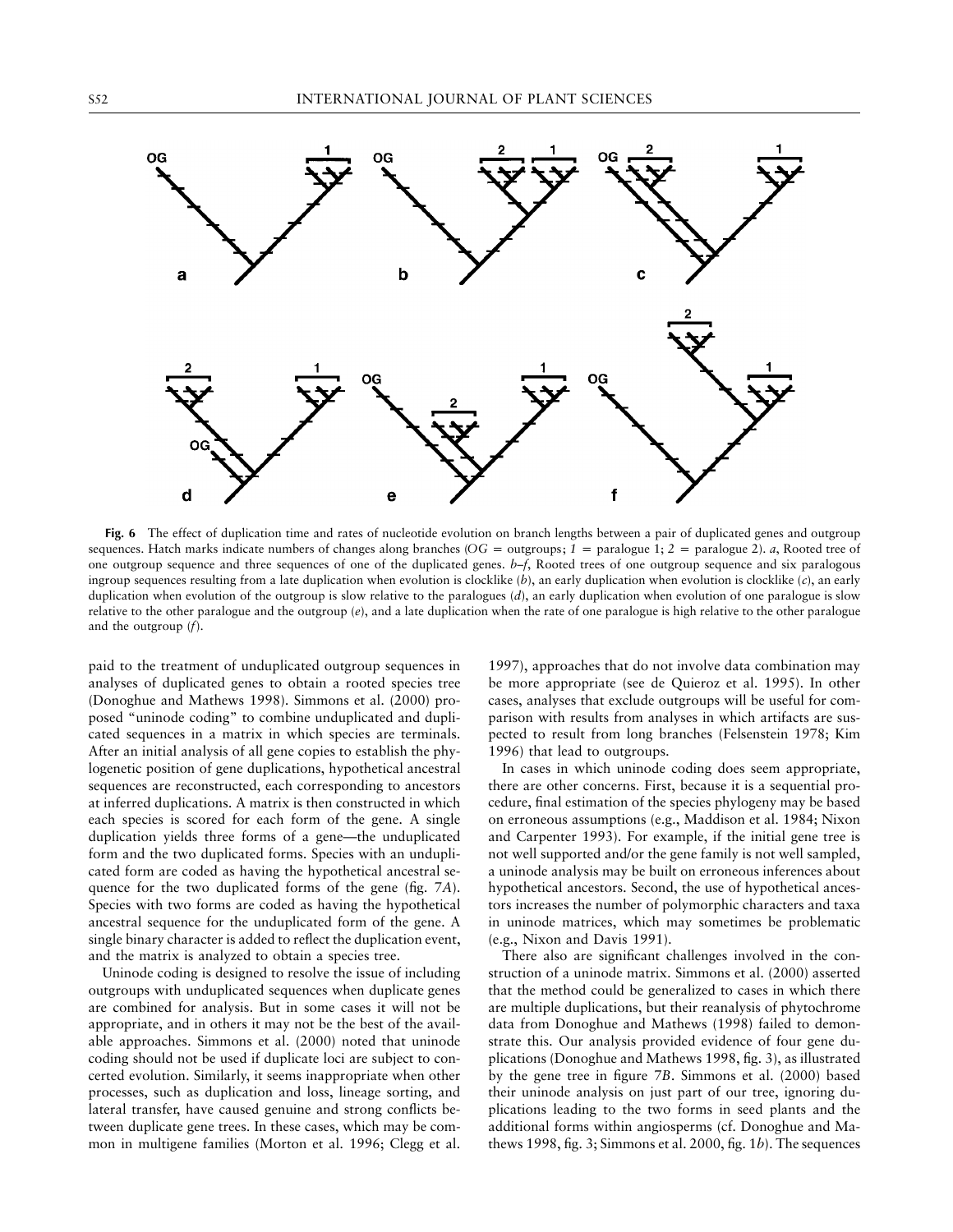OG 1 OG 2 1 OG 2 1

a b c

2 1 OG 1 2 OG 2 1 OG

d e f

**Fig. 6** The effect of duplication time and rates of nucleotide evolution on branch lengths between a pair of duplicated genes and outgroup sequences. Hatch marks indicate numbers of changes along branches (*OG* = outgroups; *1* = paralogue 1; *2* = paralogue 2). *a*, Rooted tree of one outgroup sequence and three sequences of one of the duplicated genes. *b–f*, Rooted trees of one outgroup sequence and six paralogous ingroup sequences resulting from a late duplication when evolution is clocklike (*b*), an early duplication when evolution is clocklike (*c*), an early duplication when evolution of the outgroup is slow relative to the paralogues (*d*), an early duplication when evolution of one paralogue is slow relative to the other paralogue and the outgroup (*e*), and a late duplication when the rate of one paralogue is high relative to the other paralogue and the outgroup (*f*).

paid to the treatment of unduplicated outgroup sequences in analyses of duplicated genes to obtain a rooted species tree (Donoghue and Mathews 1998). Simmons et al. (2000) proposed "uninode coding" to combine unduplicated and duplicated sequences in a matrix in which species are terminals. After an initial analysis of all gene copies to establish the phylogenetic position of gene duplications, hypothetical ancestral sequences are reconstructed, each corresponding to ancestors at inferred duplications. A matrix is then constructed in which each species is scored for each form of the gene. A single duplication yields three forms of a gene—the unduplicated form and the two duplicated forms. Species with an unduplicated form are coded as having the hypothetical ancestral sequence for the two duplicated forms of the gene (fig. 7*A*). Species with two forms are coded as having the hypothetical ancestral sequence for the unduplicated form of the gene. A single binary character is added to reflect the duplication event, and the matrix is analyzed to obtain a species tree.

Uninode coding is designed to resolve the issue of including outgroups with unduplicated sequences when duplicate genes are combined for analysis. But in some cases it will not be appropriate, and in others it may not be the best of the available approaches. Simmons et al. (2000) noted that uninode coding should not be used if duplicate loci are subject to concerted evolution. Similarly, it seems inappropriate when other processes, such as duplication and loss, lineage sorting, and lateral transfer, have caused genuine and strong conflicts between duplicate gene trees. In these cases, which may be common in multigene families (Morton et al. 1996; Clegg et al. 1997), approaches that do not involve data combination may be more appropriate (see de Quieroz et al. 1995). In other cases, analyses that exclude outgroups will be useful for comparison with results from analyses in which artifacts are suspected to result from long branches (Felsenstein 1978; Kim 1996) that lead to outgroups.

In cases in which uninode coding does seem appropriate, there are other concerns. First, because it is a sequential procedure, final estimation of the species phylogeny may be based on erroneous assumptions (e.g., Maddison et al. 1984; Nixon and Carpenter 1993). For example, if the initial gene tree is not well supported and/or the gene family is not well sampled, a uninode analysis may be built on erroneous inferences about hypothetical ancestors. Second, the use of hypothetical ancestors increases the number of polymorphic characters and taxa in uninode matrices, which may sometimes be problematic (e.g., Nixon and Davis 1991).

There also are significant challenges involved in the construction of a uninode matrix. Simmons et al. (2000) asserted that the method could be generalized to cases in which there are multiple duplications, but their reanalysis of phytochrome data from Donoghue and Mathews (1998) failed to demonstrate this. Our analysis provided evidence of four gene duplications (Donoghue and Mathews 1998, fig. 3), as illustrated by the gene tree in figure 7*B*. Simmons et al. (2000) based their uninode analysis on just part of our tree, ignoring duplications leading to the two forms in seed plants and the additional forms within angiosperms (cf. Donoghue and Mathews 1998, fig. 3; Simmons et al. 2000, fig. 1*b*). The sequences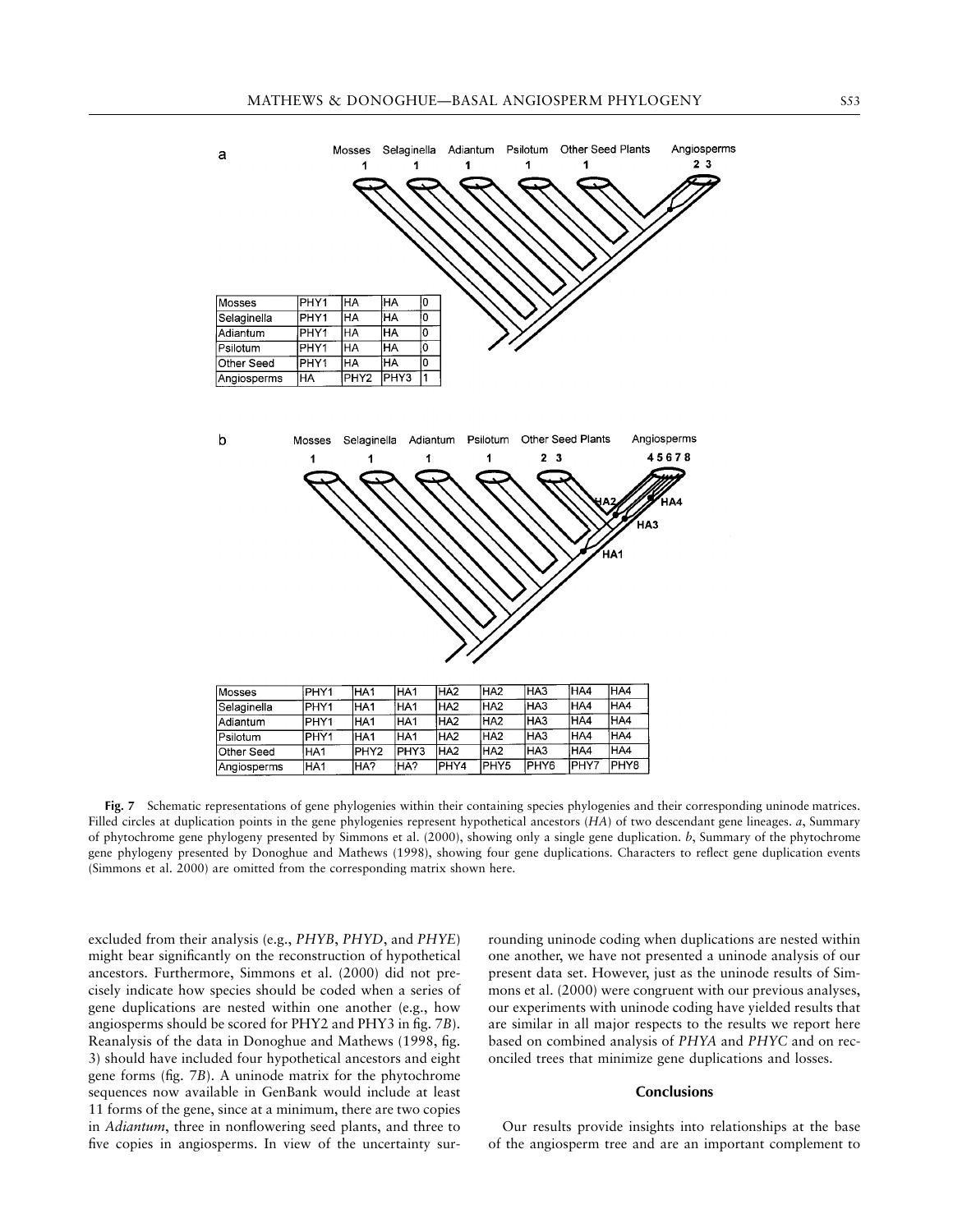a

| Mosses | PHY1 | HA | HA | 0 |
|---|---|---|---|---|
| Selaginella | PHY1 | HA | HA | 0 |
| Adiantum | PHY1 | HA | HA | 0 |
| Psilotum | PHY1 | HA | HA | 0 |
| Other Seed | PHY1 | HA | HA | 0 |
| Angiosperms | HA | PHY2 | PHY3 | 1 |

b

| Mosses | PHY1 | HA1 | HA1 | HA2 | HA2 | HA3 | HA4 | HA4 |
|---|---|---|---|---|---|---|---|---|
| Selaginella | PHY1 | HA1 | HA1 | HA2 | HA2 | HA3 | HA4 | HA4 |
| Adiantum | PHY1 | HA1 | HA1 | HA2 | HA2 | HA3 | HA4 | HA4 |
| Psilotum | PHY1 | HA1 | HA1 | HA2 | HA2 | HA3 | HA4 | HA4 |
| Other Seed | HA1 | PHY2 | PHY3 | HA2 | HA2 | HA3 | HA4 | HA4 |
| Angiosperms | HA1 | HA? | HA? | PHY4 | PHY5 | PHY6 | PHY7 | PHY8 |

**Fig. 7** Schematic representations of gene phylogenies within their containing species phylogenies and their corresponding uninode matrices. Filled circles at duplication points in the gene phylogenies represent hypothetical ancestors (*HA*) of two descendant gene lineages. *a*, Summary of phytochrome gene phylogeny presented by Simmons et al. (2000), showing only a single gene duplication. *b*, Summary of the phytochrome gene phylogeny presented by Donoghue and Mathews (1998), showing four gene duplications. Characters to reflect gene duplication events (Simmons et al. 2000) are omitted from the corresponding matrix shown here.

excluded from their analysis (e.g., *PHYB*, *PHYD*, and *PHYE*) might bear significantly on the reconstruction of hypothetical ancestors. Furthermore, Simmons et al. (2000) did not precisely indicate how species should be coded when a series of gene duplications are nested within one another (e.g., how angiosperms should be scored for PHY2 and PHY3 in fig. 7*B*). Reanalysis of the data in Donoghue and Mathews (1998, fig. 3) should have included four hypothetical ancestors and eight gene forms (fig. 7*B*). A uninode matrix for the phytochrome sequences now available in GenBank would include at least 11 forms of the gene, since at a minimum, there are two copies in *Adiantum*, three in nonflowering seed plants, and three to five copies in angiosperms. In view of the uncertainty surrounding uninode coding when duplications are nested within one another, we have not presented a uninode analysis of our present data set. However, just as the uninode results of Simmons et al. (2000) were congruent with our previous analyses, our experiments with uninode coding have yielded results that are similar in all major respects to the results we report here based on combined analysis of *PHYA* and *PHYC* and on reconciled trees that minimize gene duplications and losses.

## Conclusions

Our results provide insights into relationships at the base of the angiosperm tree and are an important complement to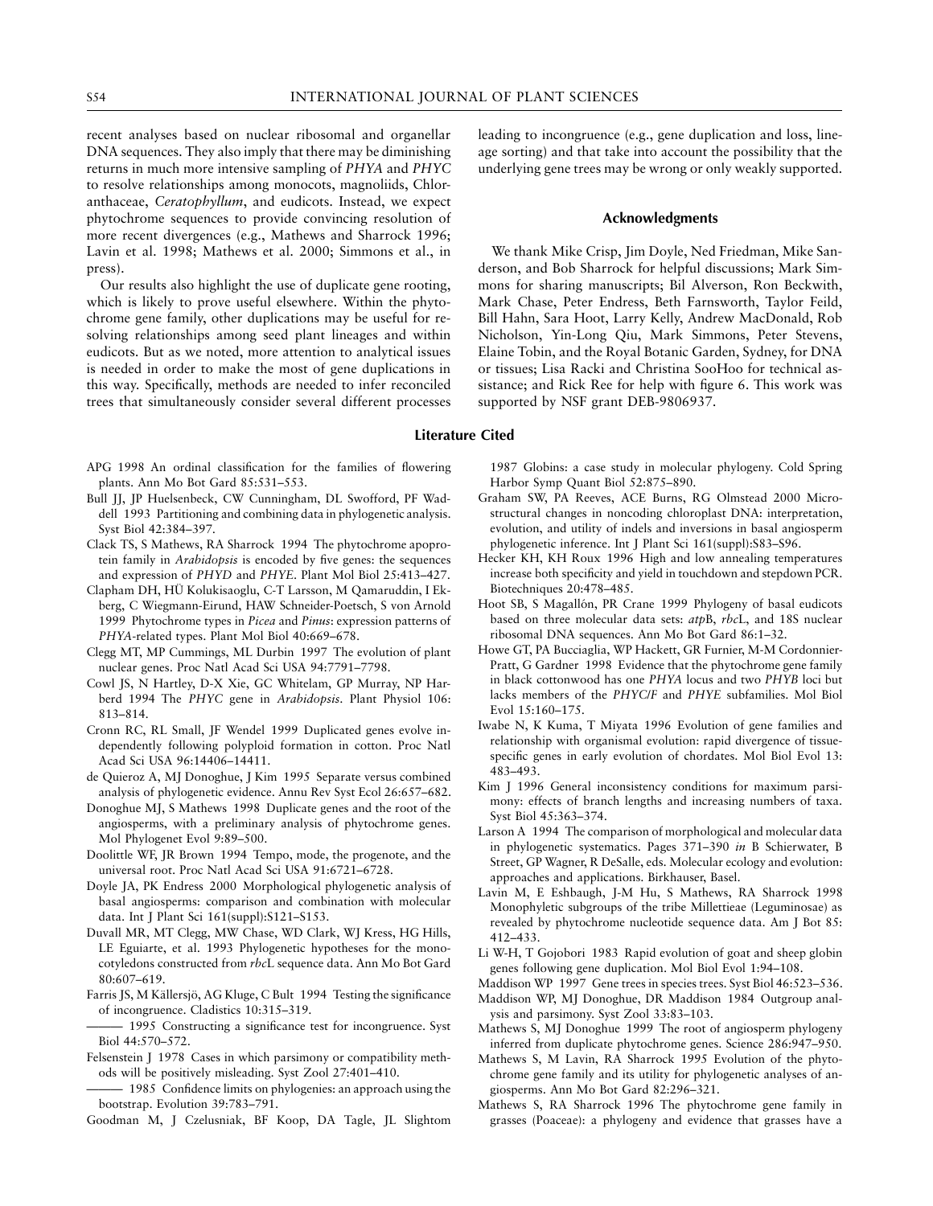recent analyses based on nuclear ribosomal and organellar DNA sequences. They also imply that there may be diminishing returns in much more intensive sampling of *PHYA* and *PHYC* to resolve relationships among monocots, magnoliids, Chloranthaceae, *Ceratophyllum*, and eudicots. Instead, we expect phytochrome sequences to provide convincing resolution of more recent divergences (e.g., Mathews and Sharrock 1996; Lavin et al. 1998; Mathews et al. 2000; Simmons et al., in press).

Our results also highlight the use of duplicate gene rooting, which is likely to prove useful elsewhere. Within the phytochrome gene family, other duplications may be useful for resolving relationships among seed plant lineages and within eudicots. But as we noted, more attention to analytical issues is needed in order to make the most of gene duplications in this way. Specifically, methods are needed to infer reconciled trees that simultaneously consider several different processes leading to incongruence (e.g., gene duplication and loss, lineage sorting) and that take into account the possibility that the underlying gene trees may be wrong or only weakly supported.

## Acknowledgments

We thank Mike Crisp, Jim Doyle, Ned Friedman, Mike Sanderson, and Bob Sharrock for helpful discussions; Mark Simmons for sharing manuscripts; Bil Alverson, Ron Beckwith, Mark Chase, Peter Endress, Beth Farnsworth, Taylor Feild, Bill Hahn, Sara Hoot, Larry Kelly, Andrew MacDonald, Rob Nicholson, Yin-Long Qiu, Mark Simmons, Peter Stevens, Elaine Tobin, and the Royal Botanic Garden, Sydney, for DNA or tissues; Lisa Racki and Christina SooHoo for technical assistance; and Rick Ree for help with figure 6. This work was supported by NSF grant DEB-9806937.

## Literature Cited

APG 1998 An ordinal classification for the families of flowering plants. Ann Mo Bot Gard 85:531–553.

Bull JJ, JP Huelsenbeck, CW Cunningham, DL Swofford, PF Waddell 1993 Partitioning and combining data in phylogenetic analysis. Syst Biol 42:384–397.

Clack TS, S Mathews, RA Sharrock 1994 The phytochrome apoprotein family in *Arabidopsis* is encoded by five genes: the sequences and expression of *PHYD* and *PHYE*. Plant Mol Biol 25:413–427.

Clapham DH, HÜ Kolukisaoglu, C-T Larsson, M Qamaruddin, I Ekberg, C Wiegmann-Eirund, HAW Schneider-Poetsch, S von Arnold 1999 Phytochrome types in *Picea* and *Pinus*: expression patterns of *PHYA*-related types. Plant Mol Biol 40:669–678.

Clegg MT, MP Cummings, ML Durbin 1997 The evolution of plant nuclear genes. Proc Natl Acad Sci USA 94:7791–7798.

Cowl JS, N Hartley, D-X Xie, GC Whitelam, GP Murray, NP Harberd 1994 The *PHYC* gene in *Arabidopsis*. Plant Physiol 106: 813–814.

Cronn RC, RL Small, JF Wendel 1999 Duplicated genes evolve independently following polyploid formation in cotton. Proc Natl Acad Sci USA 96:14406–14411.

de Quieroz A, MJ Donoghue, J Kim 1995 Separate versus combined analysis of phylogenetic evidence. Annu Rev Syst Ecol 26:657–682.

Donoghue MJ, S Mathews 1998 Duplicate genes and the root of the angiosperms, with a preliminary analysis of phytochrome genes. Mol Phylogenet Evol 9:89–500.

Doolittle WF, JR Brown 1994 Tempo, mode, the progenote, and the universal root. Proc Natl Acad Sci USA 91:6721–6728.

Doyle JA, PK Endress 2000 Morphological phylogenetic analysis of basal angiosperms: comparison and combination with molecular data. Int J Plant Sci 161(suppl):S121–S153.

Duvall MR, MT Clegg, MW Chase, WD Clark, WJ Kress, HG Hills, LE Eguiarte, et al. 1993 Phylogenetic hypotheses for the monocotyledons constructed from *rbc*L sequence data. Ann Mo Bot Gard 80:607–619.

Farris JS, M Källersjö, AG Kluge, C Bult 1994 Testing the significance of incongruence. Cladistics 10:315–319.

——— 1995 Constructing a significance test for incongruence. Syst Biol 44:570–572.

Felsenstein J 1978 Cases in which parsimony or compatibility methods will be positively misleading. Syst Zool 27:401–410.

——— 1985 Confidence limits on phylogenies: an approach using the bootstrap. Evolution 39:783–791.

Goodman M, J Czelusniak, BF Koop, DA Tagle, JL Slightom 1987 Globins: a case study in molecular phylogeny. Cold Spring Harbor Symp Quant Biol 52:875–890.

Graham SW, PA Reeves, ACE Burns, RG Olmstead 2000 Microstructural changes in noncoding chloroplast DNA: interpretation, evolution, and utility of indels and inversions in basal angiosperm phylogenetic inference. Int J Plant Sci 161(suppl):S83–S96.

Hecker KH, KH Roux 1996 High and low annealing temperatures increase both specificity and yield in touchdown and stepdown PCR. Biotechniques 20:478–485.

Hoot SB, S Magallón, PR Crane 1999 Phylogeny of basal eudicots based on three molecular data sets: *atp*B, *rbc*L, and 18S nuclear ribosomal DNA sequences. Ann Mo Bot Gard 86:1–32.

Howe GT, PA Bucciaglia, WP Hackett, GR Furnier, M-M Cordonnier-Pratt, G Gardner 1998 Evidence that the phytochrome gene family in black cottonwood has one *PHYA* locus and two *PHYB* loci but lacks members of the *PHYC/F* and *PHYE* subfamilies. Mol Biol Evol 15:160–175.

Iwabe N, K Kuma, T Miyata 1996 Evolution of gene families and relationship with organismal evolution: rapid divergence of tissue-specific genes in early evolution of chordates. Mol Biol Evol 13: 483–493.

Kim J 1996 General inconsistency conditions for maximum parsimony: effects of branch lengths and increasing numbers of taxa. Syst Biol 45:363–374.

Larson A 1994 The comparison of morphological and molecular data in phylogenetic systematics. Pages 371–390 *in* B Schierwater, B Street, GP Wagner, R DeSalle, eds. Molecular ecology and evolution: approaches and applications. Birkhauser, Basel.

Lavin M, E Eshbaugh, J-M Hu, S Mathews, RA Sharrock 1998 Monophyletic subgroups of the tribe Millettieae (Leguminosae) as revealed by phytochrome nucleotide sequence data. Am J Bot 85: 412–433.

Li W-H, T Gojobori 1983 Rapid evolution of goat and sheep globin genes following gene duplication. Mol Biol Evol 1:94–108.

Maddison WP 1997 Gene trees in species trees. Syst Biol 46:523–536.

Maddison WP, MJ Donoghue, DR Maddison 1984 Outgroup analysis and parsimony. Syst Zool 33:83–103.

Mathews S, MJ Donoghue 1999 The root of angiosperm phylogeny inferred from duplicate phytochrome genes. Science 286:947–950.

Mathews S, M Lavin, RA Sharrock 1995 Evolution of the phytochrome gene family and its utility for phylogenetic analyses of angiosperms. Ann Mo Bot Gard 82:296–321.

Mathews S, RA Sharrock 1996 The phytochrome gene family in grasses (Poaceae): a phylogeny and evidence that grasses have a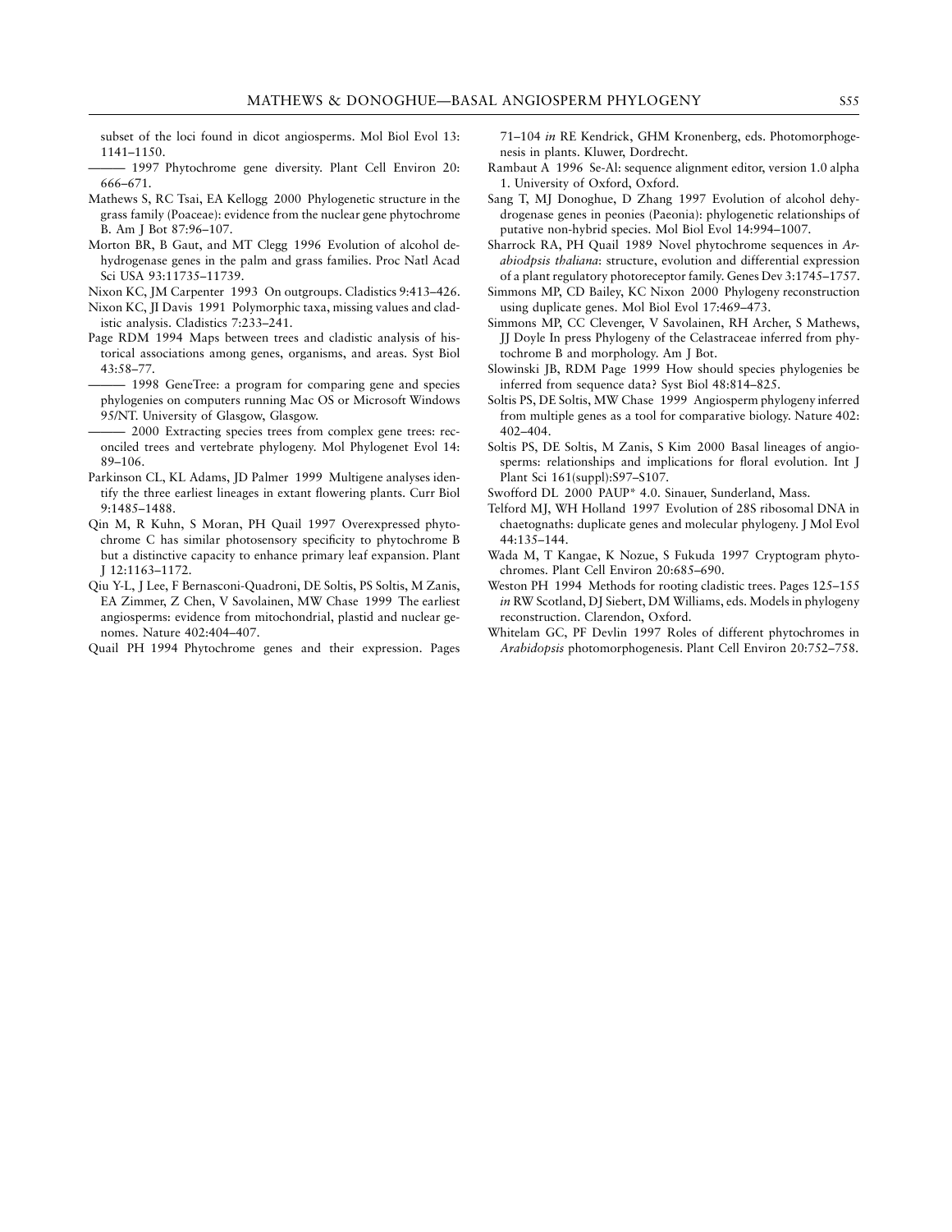subset of the loci found in dicot angiosperms. Mol Biol Evol 13: 1141–1150.

——— 1997 Phytochrome gene diversity. Plant Cell Environ 20: 666–671.

Mathews S, RC Tsai, EA Kellogg 2000 Phylogenetic structure in the grass family (Poaceae): evidence from the nuclear gene phytochrome B. Am J Bot 87:96–107.

Morton BR, B Gaut, and MT Clegg 1996 Evolution of alcohol dehydrogenase genes in the palm and grass families. Proc Natl Acad Sci USA 93:11735–11739.

Nixon KC, JM Carpenter 1993 On outgroups. Cladistics 9:413–426.

Nixon KC, JI Davis 1991 Polymorphic taxa, missing values and cladistic analysis. Cladistics 7:233–241.

Page RDM 1994 Maps between trees and cladistic analysis of historical associations among genes, organisms, and areas. Syst Biol 43:58–77.

——— 1998 GeneTree: a program for comparing gene and species phylogenies on computers running Mac OS or Microsoft Windows 95/NT. University of Glasgow, Glasgow.

——— 2000 Extracting species trees from complex gene trees: reconciled trees and vertebrate phylogeny. Mol Phylogenet Evol 14: 89–106.

Parkinson CL, KL Adams, JD Palmer 1999 Multigene analyses identify the three earliest lineages in extant flowering plants. Curr Biol 9:1485–1488.

Qin M, R Kuhn, S Moran, PH Quail 1997 Overexpressed phytochrome C has similar photosensory specificity to phytochrome B but a distinctive capacity to enhance primary leaf expansion. Plant J 12:1163–1172.

Qiu Y-L, J Lee, F Bernasconi-Quadroni, DE Soltis, PS Soltis, M Zanis, EA Zimmer, Z Chen, V Savolainen, MW Chase 1999 The earliest angiosperms: evidence from mitochondrial, plastid and nuclear genomes. Nature 402:404–407.

Quail PH 1994 Phytochrome genes and their expression. Pages 71–104 *in* RE Kendrick, GHM Kronenberg, eds. Photomorphogenesis in plants. Kluwer, Dordrecht.

Rambaut A 1996 Se-Al: sequence alignment editor, version 1.0 alpha 1. University of Oxford, Oxford.

Sang T, MJ Donoghue, D Zhang 1997 Evolution of alcohol dehydrogenase genes in peonies (Paeonia): phylogenetic relationships of putative non-hybrid species. Mol Biol Evol 14:994–1007.

Sharrock RA, PH Quail 1989 Novel phytochrome sequences in *Arabiodpsis thaliana*: structure, evolution and differential expression of a plant regulatory photoreceptor family. Genes Dev 3:1745–1757.

Simmons MP, CD Bailey, KC Nixon 2000 Phylogeny reconstruction using duplicate genes. Mol Biol Evol 17:469–473.

Simmons MP, CC Clevenger, V Savolainen, RH Archer, S Mathews, JJ Doyle In press Phylogeny of the Celastraceae inferred from phytochrome B and morphology. Am J Bot.

Slowinski JB, RDM Page 1999 How should species phylogenies be inferred from sequence data? Syst Biol 48:814–825.

Soltis PS, DE Soltis, MW Chase 1999 Angiosperm phylogeny inferred from multiple genes as a tool for comparative biology. Nature 402: 402–404.

Soltis PS, DE Soltis, M Zanis, S Kim 2000 Basal lineages of angiosperms: relationships and implications for floral evolution. Int J Plant Sci 161(suppl):S97–S107.

Swofford DL 2000 PAUP* 4.0. Sinauer, Sunderland, Mass.

Telford MJ, WH Holland 1997 Evolution of 28S ribosomal DNA in chaetognaths: duplicate genes and molecular phylogeny. J Mol Evol 44:135–144.

Wada M, T Kangae, K Nozue, S Fukuda 1997 Cryptogram phytochromes. Plant Cell Environ 20:685–690.

Weston PH 1994 Methods for rooting cladistic trees. Pages 125–155 *in* RW Scotland, DJ Siebert, DM Williams, eds. Models in phylogeny reconstruction. Clarendon, Oxford.

Whitelam GC, PF Devlin 1997 Roles of different phytochromes in *Arabidopsis* photomorphogenesis. Plant Cell Environ 20:752–758.